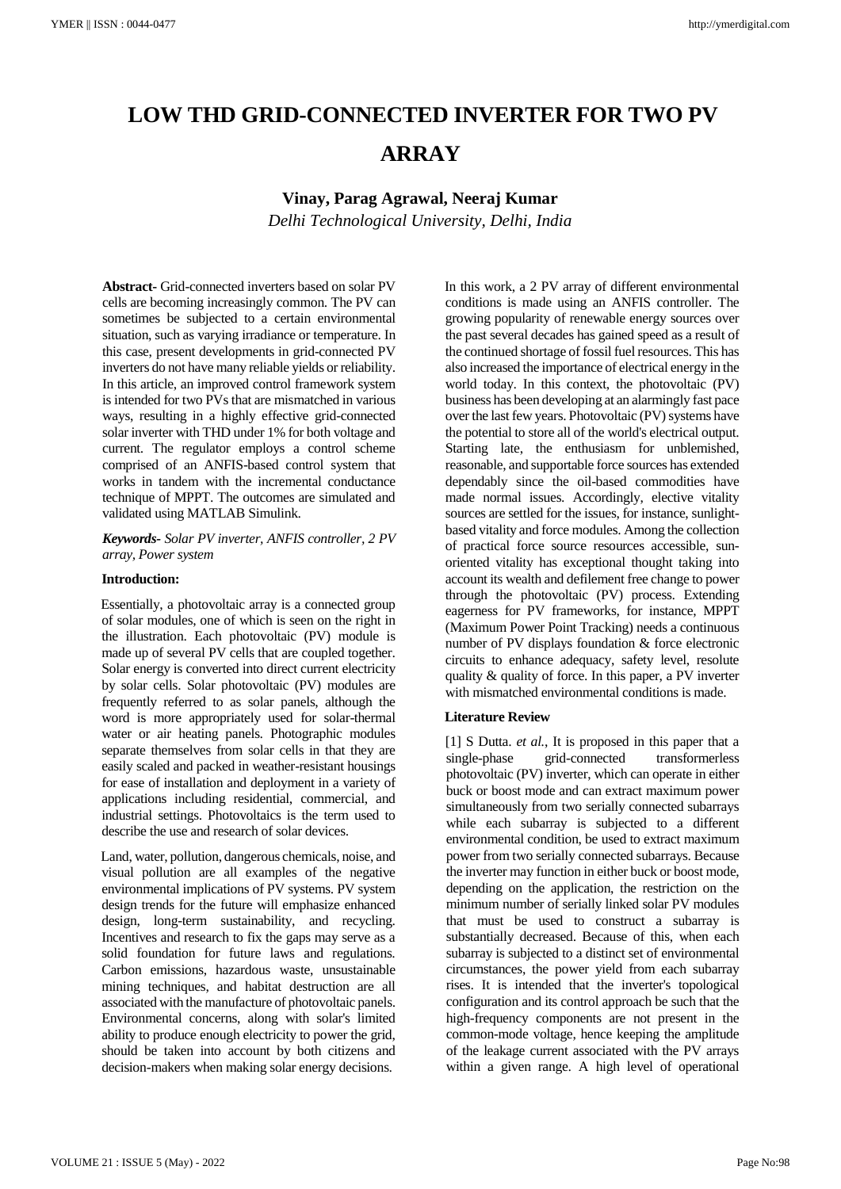# LOW THD GRID-CONNECTED INVERTER FOR TWO PV ARRAY

**Vinay, Parag Agrawal, Neeraj Kumar**

*Delhi Technological University, Delhi, India*

**Abstract-** Grid-connected inverters based on solar PV cells are becoming increasingly common. The PV can sometimes be subjected to a certain environmental situation, such as varying irradiance or temperature. In this case, present developments in grid-connected PV inverters do not have many reliable yields or reliability. In this article, an improved control framework system is intended for two PVs that are mismatched in various ways, resulting in a highly effective grid-connected solar inverter with THD under 1% for both voltage and current. The regulator employs a control scheme comprised of an ANFIS-based control system that works in tandem with the incremental conductance technique of MPPT. The outcomes are simulated and validated using MATLAB Simulink.

***Keywords-*** *Solar PV inverter, ANFIS controller, 2 PV array, Power system*

## Introduction:

Essentially, a photovoltaic array is a connected group of solar modules, one of which is seen on the right in the illustration. Each photovoltaic (PV) module is made up of several PV cells that are coupled together. Solar energy is converted into direct current electricity by solar cells. Solar photovoltaic (PV) modules are frequently referred to as solar panels, although the word is more appropriately used for solar-thermal water or air heating panels. Photographic modules separate themselves from solar cells in that they are easily scaled and packed in weather-resistant housings for ease of installation and deployment in a variety of applications including residential, commercial, and industrial settings. Photovoltaics is the term used to describe the use and research of solar devices.

Land, water, pollution, dangerous chemicals, noise, and visual pollution are all examples of the negative environmental implications of PV systems. PV system design trends for the future will emphasize enhanced design, long-term sustainability, and recycling. Incentives and research to fix the gaps may serve as a solid foundation for future laws and regulations. Carbon emissions, hazardous waste, unsustainable mining techniques, and habitat destruction are all associated with the manufacture of photovoltaic panels. Environmental concerns, along with solar's limited ability to produce enough electricity to power the grid, should be taken into account by both citizens and decision-makers when making solar energy decisions.

In this work, a 2 PV array of different environmental conditions is made using an ANFIS controller. The growing popularity of renewable energy sources over the past several decades has gained speed as a result of the continued shortage of fossil fuel resources. This has also increased the importance of electrical energy in the world today. In this context, the photovoltaic (PV) business has been developing at an alarmingly fast pace over the last few years. Photovoltaic (PV) systems have the potential to store all of the world's electrical output. Starting late, the enthusiasm for unblemished, reasonable, and supportable force sources has extended dependably since the oil-based commodities have made normal issues. Accordingly, elective vitality sources are settled for the issues, for instance, sunlight-based vitality and force modules. Among the collection of practical force source resources accessible, sun-oriented vitality has exceptional thought taking into account its wealth and defilement free change to power through the photovoltaic (PV) process. Extending eagerness for PV frameworks, for instance, MPPT (Maximum Power Point Tracking) needs a continuous number of PV displays foundation & force electronic circuits to enhance adequacy, safety level, resolute quality & quality of force. In this paper, a PV inverter with mismatched environmental conditions is made.

## Literature Review

[1] S Dutta. *et al.*, It is proposed in this paper that a single-phase grid-connected transformerless photovoltaic (PV) inverter, which can operate in either buck or boost mode and can extract maximum power simultaneously from two serially connected subarrays while each subarray is subjected to a different environmental condition, be used to extract maximum power from two serially connected subarrays. Because the inverter may function in either buck or boost mode, depending on the application, the restriction on the minimum number of serially linked solar PV modules that must be used to construct a subarray is substantially decreased. Because of this, when each subarray is subjected to a distinct set of environmental circumstances, the power yield from each subarray rises. It is intended that the inverter's topological configuration and its control approach be such that the high-frequency components are not present in the common-mode voltage, hence keeping the amplitude of the leakage current associated with the PV arrays within a given range. A high level of operational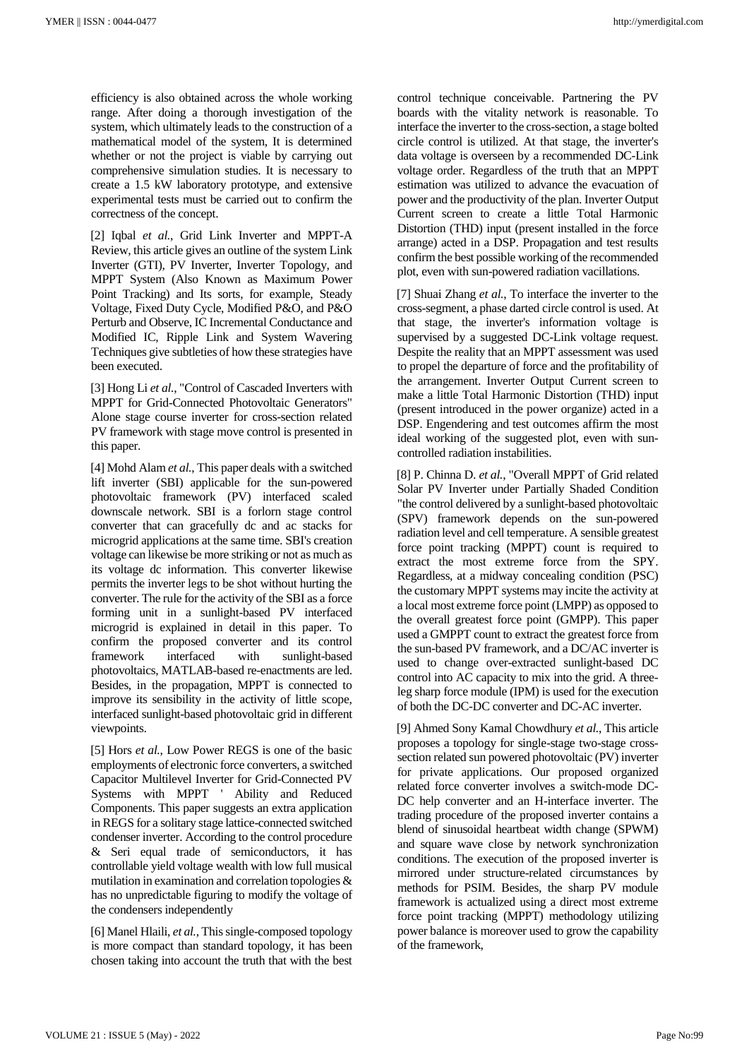efficiency is also obtained across the whole working range. After doing a thorough investigation of the system, which ultimately leads to the construction of a mathematical model of the system, It is determined whether or not the project is viable by carrying out comprehensive simulation studies. It is necessary to create a 1.5 kW laboratory prototype, and extensive experimental tests must be carried out to confirm the correctness of the concept.

[2] Iqbal *et al.*, Grid Link Inverter and MPPT-A Review, this article gives an outline of the system Link Inverter (GTI), PV Inverter, Inverter Topology, and MPPT System (Also Known as Maximum Power Point Tracking) and Its sorts, for example, Steady Voltage, Fixed Duty Cycle, Modified P&O, and P&O Perturb and Observe, IC Incremental Conductance and Modified IC, Ripple Link and System Wavering Techniques give subtleties of how these strategies have been executed.

[3] Hong Li *et al.*, "Control of Cascaded Inverters with MPPT for Grid-Connected Photovoltaic Generators" Alone stage course inverter for cross-section related PV framework with stage move control is presented in this paper.

[4] Mohd Alam *et al.*, This paper deals with a switched lift inverter (SBI) applicable for the sun-powered photovoltaic framework (PV) interfaced scaled downscale network. SBI is a forlorn stage control converter that can gracefully dc and ac stacks for microgrid applications at the same time. SBI's creation voltage can likewise be more striking or not as much as its voltage dc information. This converter likewise permits the inverter legs to be shot without hurting the converter. The rule for the activity of the SBI as a force forming unit in a sunlight-based PV interfaced microgrid is explained in detail in this paper. To confirm the proposed converter and its control framework interfaced with sunlight-based photovoltaics, MATLAB-based re-enactments are led. Besides, in the propagation, MPPT is connected to improve its sensibility in the activity of little scope, interfaced sunlight-based photovoltaic grid in different viewpoints.

[5] Hors *et al.*, Low Power REGS is one of the basic employments of electronic force converters, a switched Capacitor Multilevel Inverter for Grid-Connected PV Systems with MPPT ' Ability and Reduced Components. This paper suggests an extra application in REGS for a solitary stage lattice-connected switched condenser inverter. According to the control procedure & Seri equal trade of semiconductors, it has controllable yield voltage wealth with low full musical mutilation in examination and correlation topologies & has no unpredictable figuring to modify the voltage of the condensers independently

[6] Manel Hlaili, *et al.*, This single-composed topology is more compact than standard topology, it has been chosen taking into account the truth that with the best control technique conceivable. Partnering the PV boards with the vitality network is reasonable. To interface the inverter to the cross-section, a stage bolted circle control is utilized. At that stage, the inverter's data voltage is overseen by a recommended DC-Link voltage order. Regardless of the truth that an MPPT estimation was utilized to advance the evacuation of power and the productivity of the plan. Inverter Output Current screen to create a little Total Harmonic Distortion (THD) input (present installed in the force arrange) acted in a DSP. Propagation and test results confirm the best possible working of the recommended plot, even with sun-powered radiation vacillations.

[7] Shuai Zhang *et al.*, To interface the inverter to the cross-segment, a phase darted circle control is used. At that stage, the inverter's information voltage is supervised by a suggested DC-Link voltage request. Despite the reality that an MPPT assessment was used to propel the departure of force and the profitability of the arrangement. Inverter Output Current screen to make a little Total Harmonic Distortion (THD) input (present introduced in the power organize) acted in a DSP. Engendering and test outcomes affirm the most ideal working of the suggested plot, even with sun-controlled radiation instabilities.

[8] P. Chinna D. *et al.*, "Overall MPPT of Grid related Solar PV Inverter under Partially Shaded Condition "the control delivered by a sunlight-based photovoltaic (SPV) framework depends on the sun-powered radiation level and cell temperature. A sensible greatest force point tracking (MPPT) count is required to extract the most extreme force from the SPY. Regardless, at a midway concealing condition (PSC) the customary MPPT systems may incite the activity at a local most extreme force point (LMPP) as opposed to the overall greatest force point (GMPP). This paper used a GMPPT count to extract the greatest force from the sun-based PV framework, and a DC/AC inverter is used to change over-extracted sunlight-based DC control into AC capacity to mix into the grid. A three-leg sharp force module (IPM) is used for the execution of both the DC-DC converter and DC-AC inverter.

[9] Ahmed Sony Kamal Chowdhury *et al.*, This article proposes a topology for single-stage two-stage cross-section related sun powered photovoltaic (PV) inverter for private applications. Our proposed organized related force converter involves a switch-mode DC-DC help converter and an H-interface inverter. The trading procedure of the proposed inverter contains a blend of sinusoidal heartbeat width change (SPWM) and square wave close by network synchronization conditions. The execution of the proposed inverter is mirrored under structure-related circumstances by methods for PSIM. Besides, the sharp PV module framework is actualized using a direct most extreme force point tracking (MPPT) methodology utilizing power balance is moreover used to grow the capability of the framework,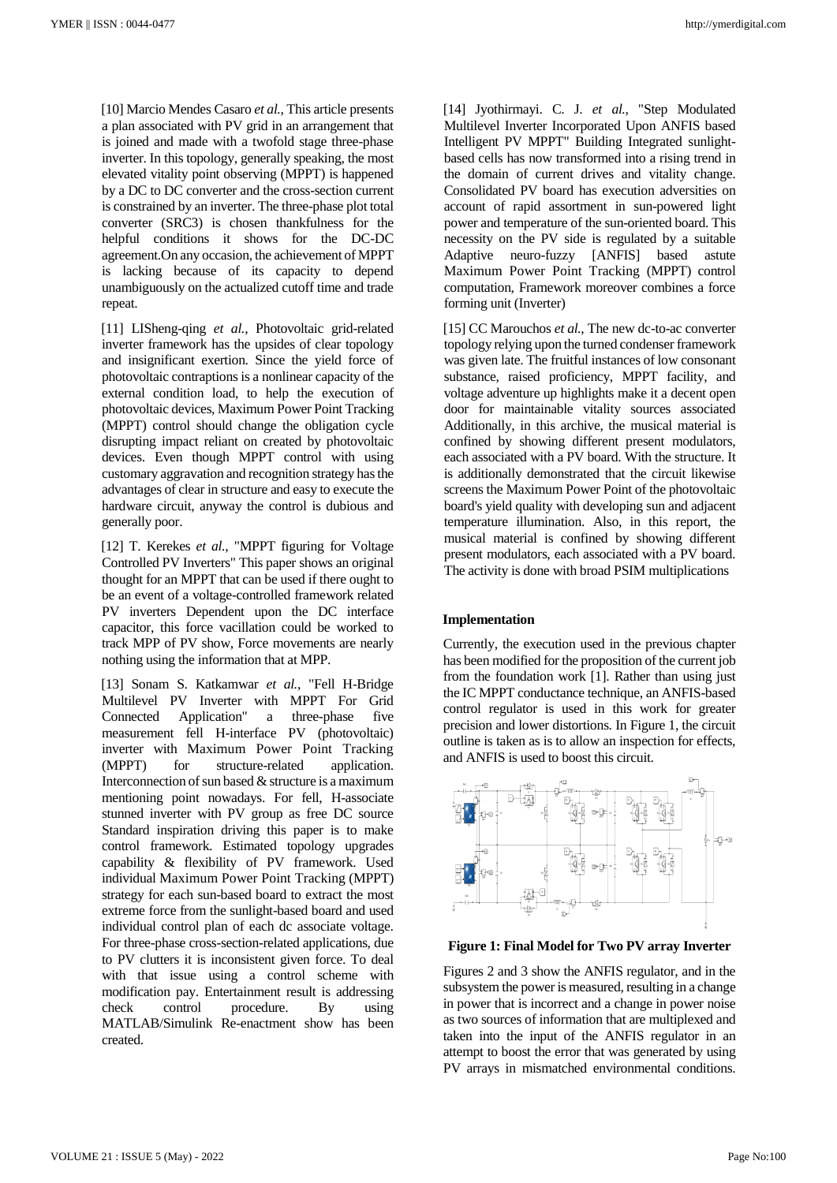[10] Marcio Mendes Casaro *et al.*, This article presents a plan associated with PV grid in an arrangement that is joined and made with a twofold stage three-phase inverter. In this topology, generally speaking, the most elevated vitality point observing (MPPT) is happened by a DC to DC converter and the cross-section current is constrained by an inverter. The three-phase plot total converter (SRC3) is chosen thankfulness for the helpful conditions it shows for the DC-DC agreement.On any occasion, the achievement of MPPT is lacking because of its capacity to depend unambiguously on the actualized cutoff time and trade repeat.

[11] LISheng-qing *et al.*, Photovoltaic grid-related inverter framework has the upsides of clear topology and insignificant exertion. Since the yield force of photovoltaic contraptions is a nonlinear capacity of the external condition load, to help the execution of photovoltaic devices, Maximum Power Point Tracking (MPPT) control should change the obligation cycle disrupting impact reliant on created by photovoltaic devices. Even though MPPT control with using customary aggravation and recognition strategy has the advantages of clear in structure and easy to execute the hardware circuit, anyway the control is dubious and generally poor.

[12] T. Kerekes *et al.*, "MPPT figuring for Voltage Controlled PV Inverters" This paper shows an original thought for an MPPT that can be used if there ought to be an event of a voltage-controlled framework related PV inverters Dependent upon the DC interface capacitor, this force vacillation could be worked to track MPP of PV show, Force movements are nearly nothing using the information that at MPP.

[13] Sonam S. Katkamwar *et al.*, "Fell H-Bridge Multilevel PV Inverter with MPPT For Grid Connected Application" a three-phase five measurement fell H-interface PV (photovoltaic) inverter with Maximum Power Point Tracking (MPPT) for structure-related application. Interconnection of sun based & structure is a maximum mentioning point nowadays. For fell, H-associate stunned inverter with PV group as free DC source Standard inspiration driving this paper is to make control framework. Estimated topology upgrades capability & flexibility of PV framework. Used individual Maximum Power Point Tracking (MPPT) strategy for each sun-based board to extract the most extreme force from the sunlight-based board and used individual control plan of each dc associate voltage. For three-phase cross-section-related applications, due to PV clutters it is inconsistent given force. To deal with that issue using a control scheme with modification pay. Entertainment result is addressing check control procedure. By using MATLAB/Simulink Re-enactment show has been created.

[14] Jyothirmayi. C. J. *et al.*, "Step Modulated Multilevel Inverter Incorporated Upon ANFIS based Intelligent PV MPPT" Building Integrated sunlight-based cells has now transformed into a rising trend in the domain of current drives and vitality change. Consolidated PV board has execution adversities on account of rapid assortment in sun-powered light power and temperature of the sun-oriented board. This necessity on the PV side is regulated by a suitable Adaptive neuro-fuzzy [ANFIS] based astute Maximum Power Point Tracking (MPPT) control computation, Framework moreover combines a force forming unit (Inverter)

[15] CC Marouchos *et al.*, The new dc-to-ac converter topology relying upon the turned condenser framework was given late. The fruitful instances of low consonant substance, raised proficiency, MPPT facility, and voltage adventure up highlights make it a decent open door for maintainable vitality sources associated Additionally, in this archive, the musical material is confined by showing different present modulators, each associated with a PV board. With the structure. It is additionally demonstrated that the circuit likewise screens the Maximum Power Point of the photovoltaic board's yield quality with developing sun and adjacent temperature illumination. Also, in this report, the musical material is confined by showing different present modulators, each associated with a PV board. The activity is done with broad PSIM multiplications

**Implementation**

Currently, the execution used in the previous chapter has been modified for the proposition of the current job from the foundation work [1]. Rather than using just the IC MPPT conductance technique, an ANFIS-based control regulator is used in this work for greater precision and lower distortions. In Figure 1, the circuit outline is taken as is to allow an inspection for effects, and ANFIS is used to boost this circuit.

**Figure 1: Final Model for Two PV array Inverter**

Figures 2 and 3 show the ANFIS regulator, and in the subsystem the power is measured, resulting in a change in power that is incorrect and a change in power noise as two sources of information that are multiplexed and taken into the input of the ANFIS regulator in an attempt to boost the error that was generated by using PV arrays in mismatched environmental conditions.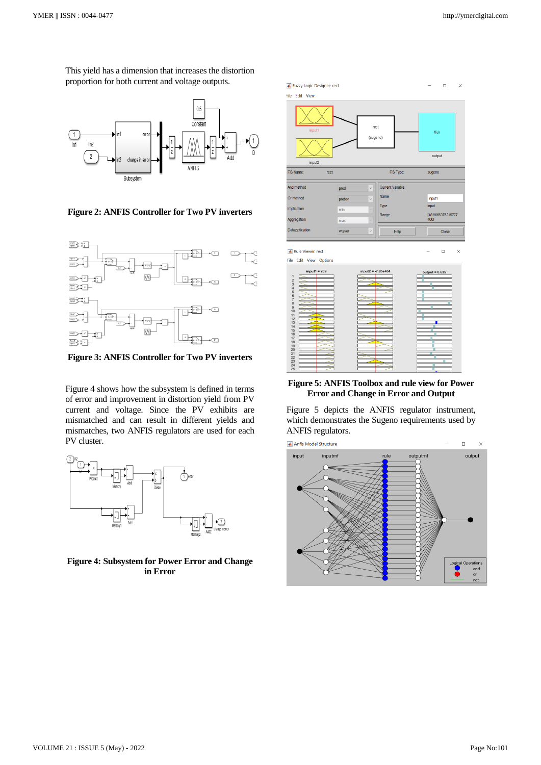This yield has a dimension that increases the distortion proportion for both current and voltage outputs.

**Figure 2: ANFIS Controller for Two PV inverters**

**Figure 3: ANFIS Controller for Two PV inverters**

Figure 4 shows how the subsystem is defined in terms of error and improvement in distortion yield from PV current and voltage. Since the PV exhibits are mismatched and can result in different yields and mismatches, two ANFIS regulators are used for each PV cluster.

**Figure 4: Subsystem for Power Error and Change in Error**

**Figure 5: ANFIS Toolbox and rule view for Power Error and Change in Error and Output**

Figure 5 depicts the ANFIS regulator instrument, which demonstrates the Sugeno requirements used by ANFIS regulators.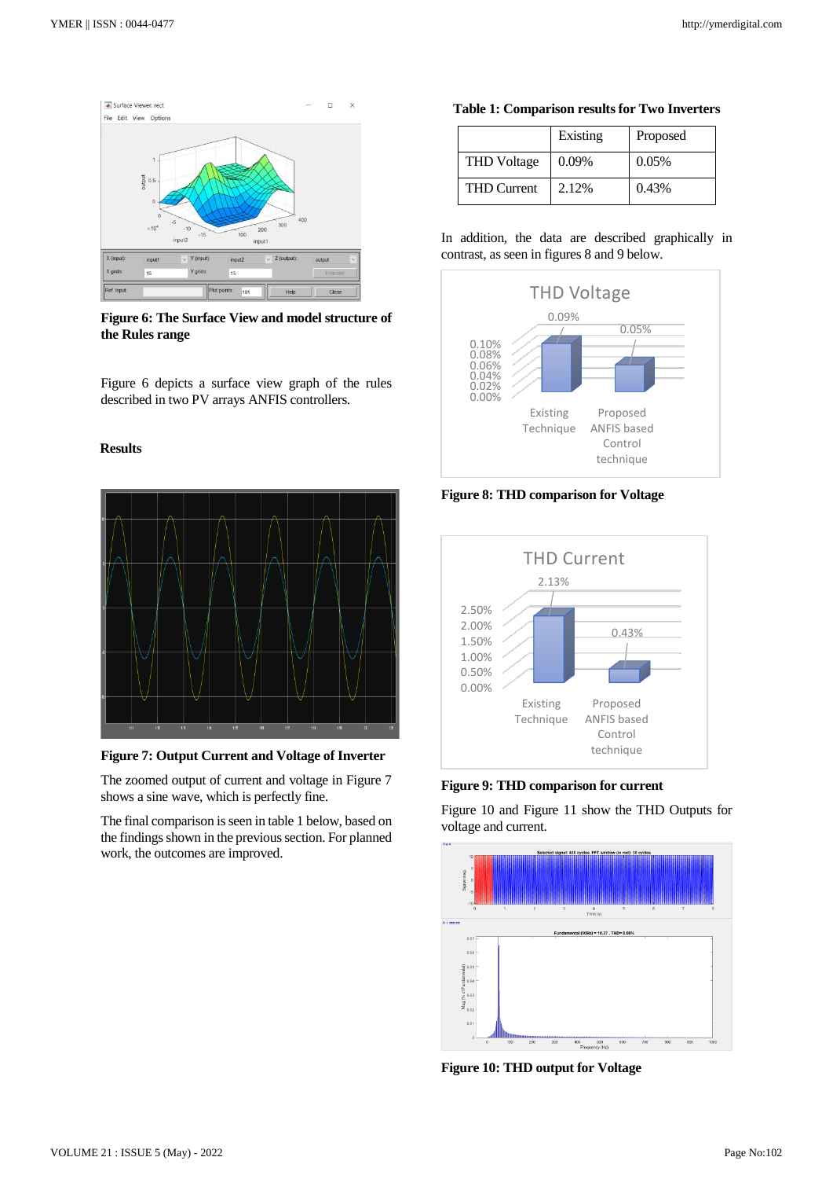**Figure 6: The Surface View and model structure of the Rules range**

Figure 6 depicts a surface view graph of the rules described in two PV arrays ANFIS controllers.

## Results

**Figure 7: Output Current and Voltage of Inverter**

The zoomed output of current and voltage in Figure 7 shows a sine wave, which is perfectly fine.

The final comparison is seen in table 1 below, based on the findings shown in the previous section. For planned work, the outcomes are improved.

**Table 1: Comparison results for Two Inverters**

| | Existing | Proposed |
|---|---|---|
| THD Voltage | 0.09% | 0.05% |
| THD Current | 2.12% | 0.43% |

In addition, the data are described graphically in contrast, as seen in figures 8 and 9 below.

**Figure 8: THD comparison for Voltage**

**Figure 9: THD comparison for current**

Figure 10 and Figure 11 show the THD Outputs for voltage and current.

**Figure 10: THD output for Voltage**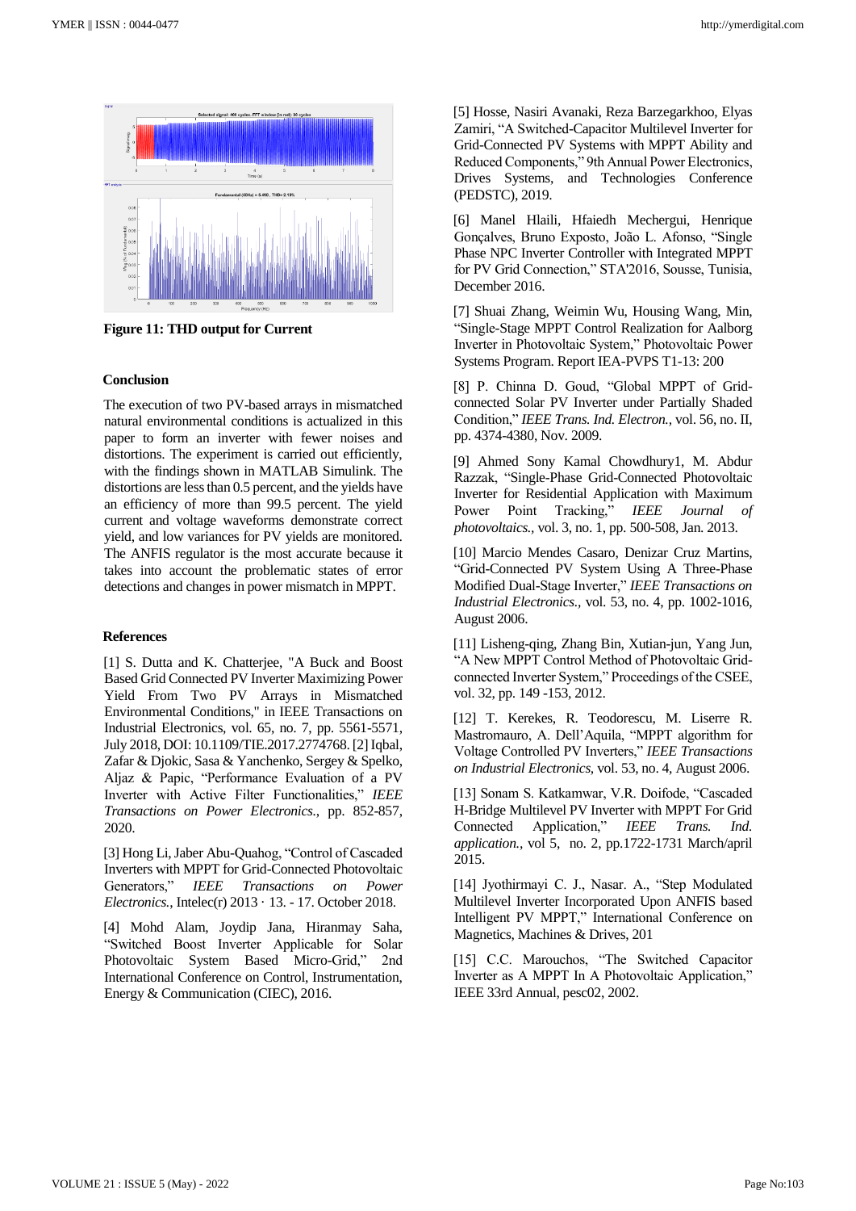Selected signal: 400 cycles. FFT window (in red): 30 cycles

Fundamental (50Hz) = 6.408, THD= 2.13%

**Figure 11: THD output for Current**

## Conclusion

The execution of two PV-based arrays in mismatched natural environmental conditions is actualized in this paper to form an inverter with fewer noises and distortions. The experiment is carried out efficiently, with the findings shown in MATLAB Simulink. The distortions are less than 0.5 percent, and the yields have an efficiency of more than 99.5 percent. The yield current and voltage waveforms demonstrate correct yield, and low variances for PV yields are monitored. The ANFIS regulator is the most accurate because it takes into account the problematic states of error detections and changes in power mismatch in MPPT.

## References

[1] S. Dutta and K. Chatterjee, "A Buck and Boost Based Grid Connected PV Inverter Maximizing Power Yield From Two PV Arrays in Mismatched Environmental Conditions," in IEEE Transactions on Industrial Electronics, vol. 65, no. 7, pp. 5561-5571, July 2018, DOI: 10.1109/TIE.2017.2774768. [2] Iqbal, Zafar & Djokic, Sasa & Yanchenko, Sergey & Spelko, Aljaz & Papic, "Performance Evaluation of a PV Inverter with Active Filter Functionalities," *IEEE Transactions on Power Electronics.*, pp. 852-857, 2020.

[3] Hong Li, Jaber Abu-Quahog, "Control of Cascaded Inverters with MPPT for Grid-Connected Photovoltaic Generators," *IEEE Transactions on Power Electronics.*, Intelec(r) 2013 · 13. - 17. October 2018.

[4] Mohd Alam, Joydip Jana, Hiranmay Saha, "Switched Boost Inverter Applicable for Solar Photovoltaic System Based Micro-Grid," 2nd International Conference on Control, Instrumentation, Energy & Communication (CIEC), 2016.

[5] Hosse, Nasiri Avanaki, Reza Barzegarkhoo, Elyas Zamiri, "A Switched-Capacitor Multilevel Inverter for Grid-Connected PV Systems with MPPT Ability and Reduced Components," 9th Annual Power Electronics, Drives Systems, and Technologies Conference (PEDSTC), 2019.

[6] Manel Hlaili, Hfaiedh Mechergui, Henrique Gonçalves, Bruno Exposto, João L. Afonso, "Single Phase NPC Inverter Controller with Integrated MPPT for PV Grid Connection," STA'2016, Sousse, Tunisia, December 2016.

[7] Shuai Zhang, Weimin Wu, Housing Wang, Min, "Single-Stage MPPT Control Realization for Aalborg Inverter in Photovoltaic System," Photovoltaic Power Systems Program. Report IEA-PVPS T1-13: 200

[8] P. Chinna D. Goud, "Global MPPT of Grid-connected Solar PV Inverter under Partially Shaded Condition," *IEEE Trans. Ind. Electron.*, vol. 56, no. II, pp. 4374-4380, Nov. 2009.

[9] Ahmed Sony Kamal Chowdhury1, M. Abdur Razzak, "Single-Phase Grid-Connected Photovoltaic Inverter for Residential Application with Maximum Power Point Tracking," *IEEE Journal of photovoltaics.*, vol. 3, no. 1, pp. 500-508, Jan. 2013.

[10] Marcio Mendes Casaro, Denizar Cruz Martins, "Grid-Connected PV System Using A Three-Phase Modified Dual-Stage Inverter," *IEEE Transactions on Industrial Electronics.*, vol. 53, no. 4, pp. 1002-1016, August 2006.

[11] Lisheng-qing, Zhang Bin, Xutian-jun, Yang Jun, "A New MPPT Control Method of Photovoltaic Grid-connected Inverter System," Proceedings of the CSEE, vol. 32, pp. 149 -153, 2012.

[12] T. Kerekes, R. Teodorescu, M. Liserre R. Mastromauro, A. Dell'Aquila, "MPPT algorithm for Voltage Controlled PV Inverters," *IEEE Transactions on Industrial Electronics,* vol. 53, no. 4, August 2006.

[13] Sonam S. Katkamwar, V.R. Doifode, "Cascaded H-Bridge Multilevel PV Inverter with MPPT For Grid Connected Application," *IEEE Trans. Ind. application.*, vol 5, no. 2, pp.1722-1731 March/april 2015.

[14] Jyothirmayi C. J., Nasar. A., "Step Modulated Multilevel Inverter Incorporated Upon ANFIS based Intelligent PV MPPT," International Conference on Magnetics, Machines & Drives, 201

[15] C.C. Marouchos, "The Switched Capacitor Inverter as A MPPT In A Photovoltaic Application," IEEE 33rd Annual, pesc02, 2002.